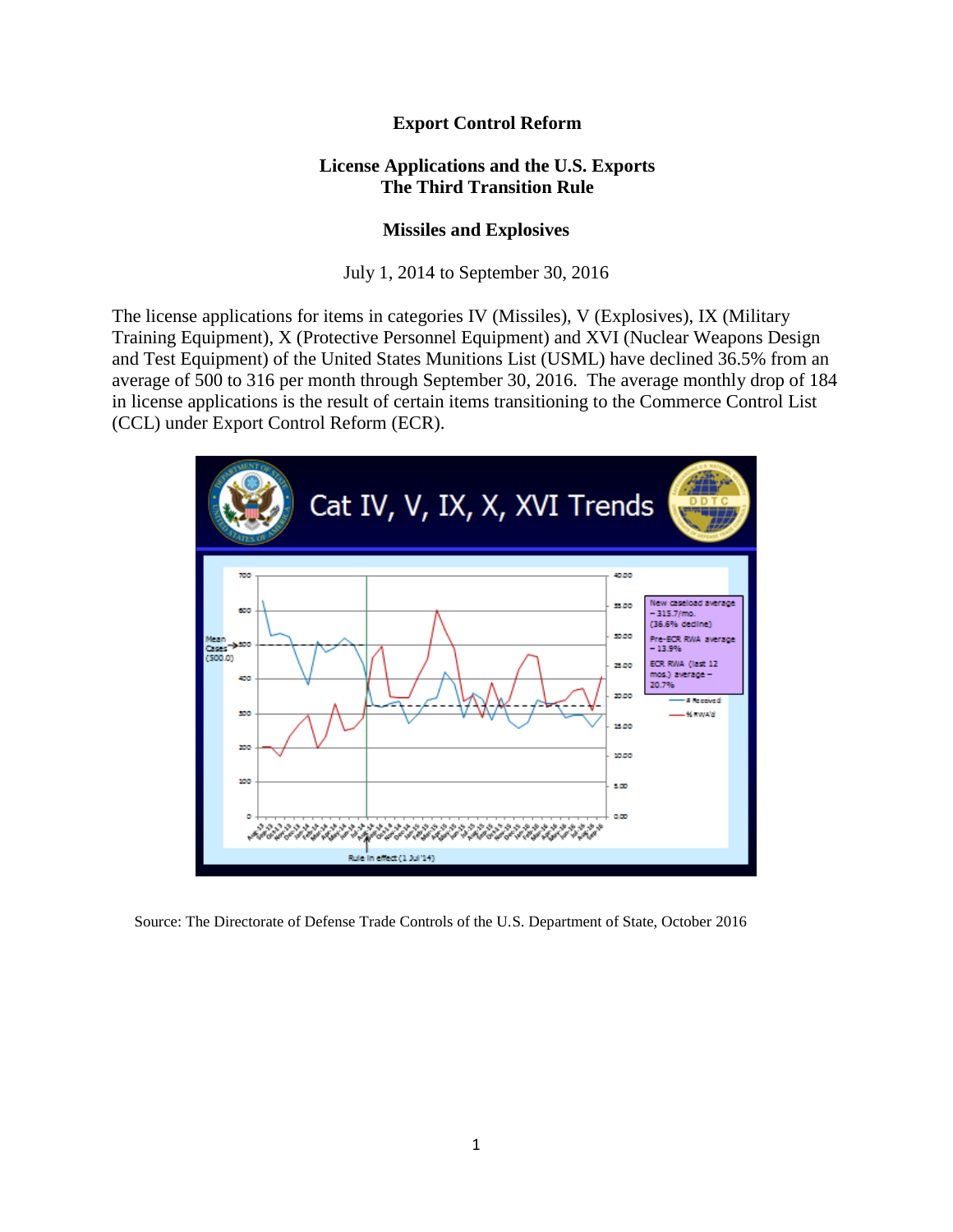# Export Control Reform

## License Applications and the U.S. Exports
## The Third Transition Rule

### Missiles and Explosives

July 1, 2014 to September 30, 2016

The license applications for items in categories IV (Missiles), V (Explosives), IX (Military Training Equipment), X (Protective Personnel Equipment) and XVI (Nuclear Weapons Design and Test Equipment) of the United States Munitions List (USML) have declined 36.5% from an average of 500 to 316 per month through September 30, 2016. The average monthly drop of 184 in license applications is the result of certain items transitioning to the Commerce Control List (CCL) under Export Control Reform (ECR).

Source: The Directorate of Defense Trade Controls of the U.S. Department of State, October 2016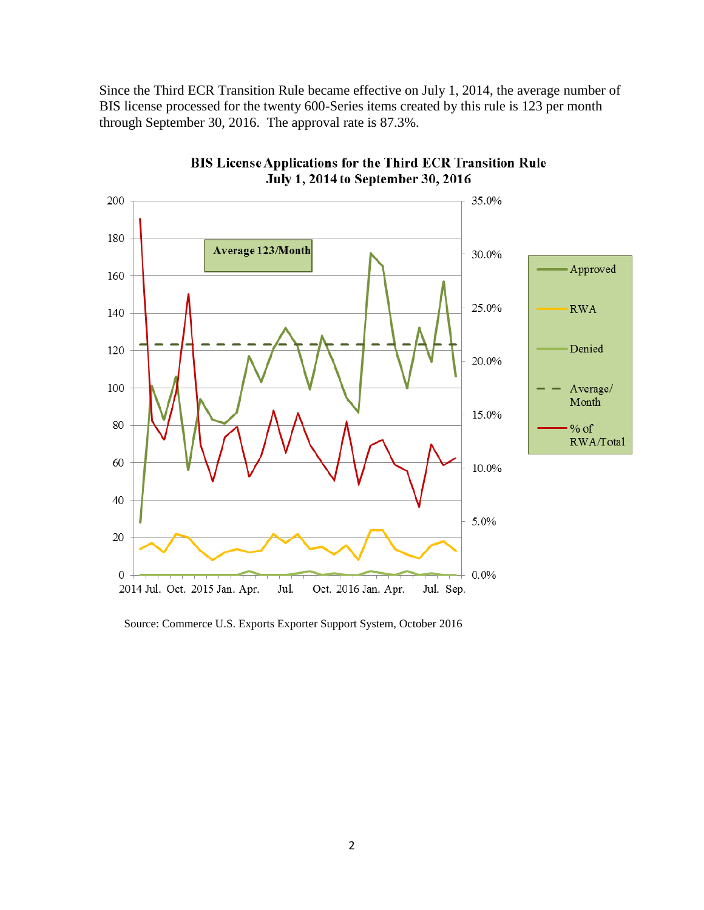Since the Third ECR Transition Rule became effective on July 1, 2014, the average number of BIS license processed for the twenty 600-Series items created by this rule is 123 per month through September 30, 2016. The approval rate is 87.3%.

**BIS License Applications for the Third ECR Transition Rule**
**July 1, 2014 to September 30, 2016**

Average 123/Month

Approved

RWA

Denied

Average/ Month

% of RWA/Total

2014 Jul. Oct. 2015 Jan. Apr. Jul. Oct. 2016 Jan. Apr. Jul. Sep.

Source: Commerce U.S. Exports Exporter Support System, October 2016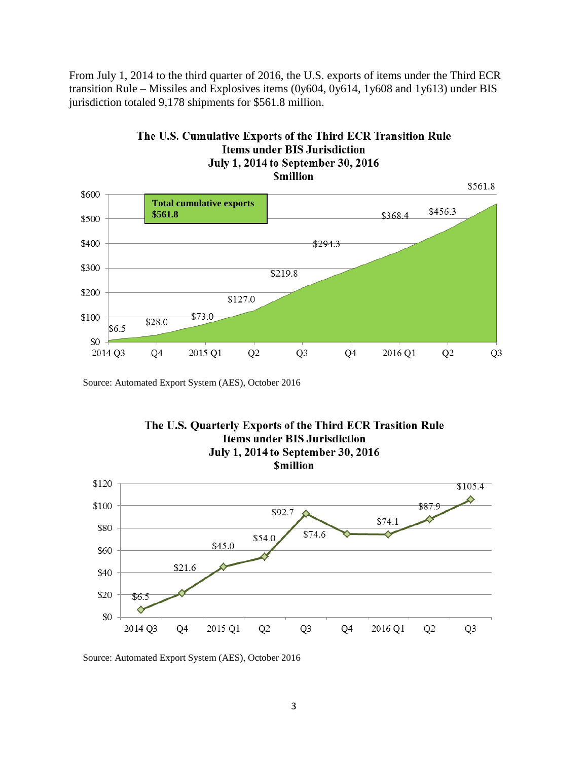From July 1, 2014 to the third quarter of 2016, the U.S. exports of items under the Third ECR transition Rule – Missiles and Explosives items (0y604, 0y614, 1y608 and 1y613) under BIS jurisdiction totaled 9,178 shipments for $561.8 million.

**The U.S. Cumulative Exports of the Third ECR Transition Rule Items under BIS Jurisdiction July 1, 2014 to September 30, 2016 $million**

**Total cumulative exports $561.8**

| Quarter | Cumulative exports ($million) |
|---|---|
| 2014 Q3 | $6.5 |
| Q4 | $28.0 |
| 2015 Q1 | $73.0 |
| Q2 | $127.0 |
| Q3 | $219.8 |
| Q4 | $294.3 |
| 2016 Q1 | $368.4 |
| Q2 | $456.3 |
| Q3 | $561.8 |

Source: Automated Export System (AES), October 2016

**The U.S. Quarterly Exports of the Third ECR Trasition Rule Items under BIS Jurisdiction July 1, 2014 to September 30, 2016 $million**

| Quarter | Quarterly exports ($million) |
|---|---|
| 2014 Q3 | $6.5 |
| Q4 | $21.6 |
| 2015 Q1 | $45.0 |
| Q2 | $54.0 |
| Q3 | $92.7 |
| Q4 | $74.6 |
| 2016 Q1 | $74.1 |
| Q2 | $87.9 |
| Q3 | $105.4 |

Source: Automated Export System (AES), October 2016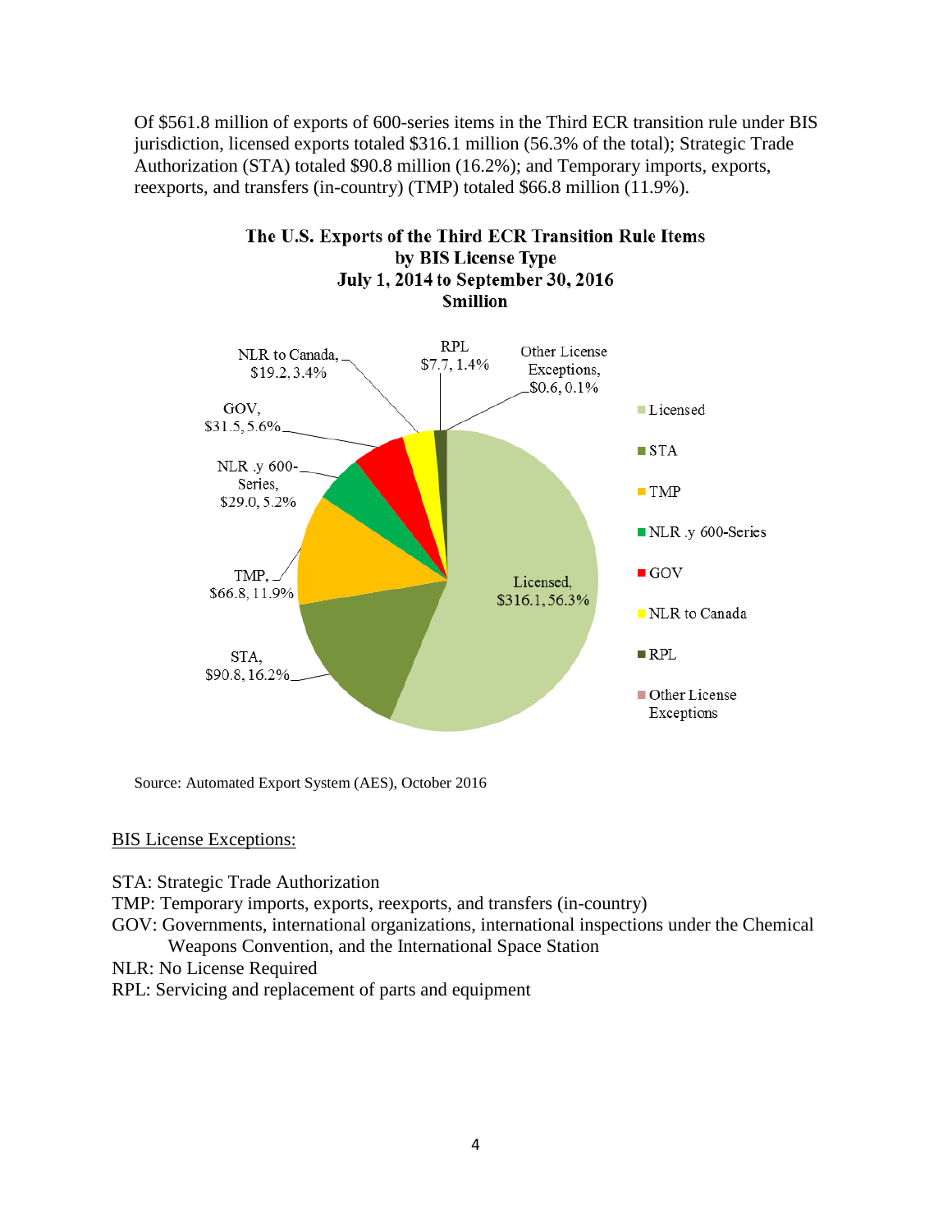Of $561.8 million of exports of 600-series items in the Third ECR transition rule under BIS jurisdiction, licensed exports totaled $316.1 million (56.3% of the total); Strategic Trade Authorization (STA) totaled $90.8 million (16.2%); and Temporary imports, exports, reexports, and transfers (in-country) (TMP) totaled $66.8 million (11.9%).

**The U.S. Exports of the Third ECR Transition Rule Items by BIS License Type July 1, 2014 to September 30, 2016 $million**

Licensed, $316.1, 56.3%
STA, $90.8, 16.2%
TMP, $66.8, 11.9%
NLR .y 600-Series, $29.0, 5.2%
GOV, $31.5, 5.6%
NLR to Canada, $19.2, 3.4%
RPL $7.7, 1.4%
Other License Exceptions, $0.6, 0.1%

Licensed
STA
TMP
NLR .y 600-Series
GOV
NLR to Canada
RPL
Other License Exceptions

Source: Automated Export System (AES), October 2016

<u>BIS License Exceptions:</u>

STA: Strategic Trade Authorization
TMP: Temporary imports, exports, reexports, and transfers (in-country)
GOV: Governments, international organizations, international inspections under the Chemical Weapons Convention, and the International Space Station
NLR: No License Required
RPL: Servicing and replacement of parts and equipment